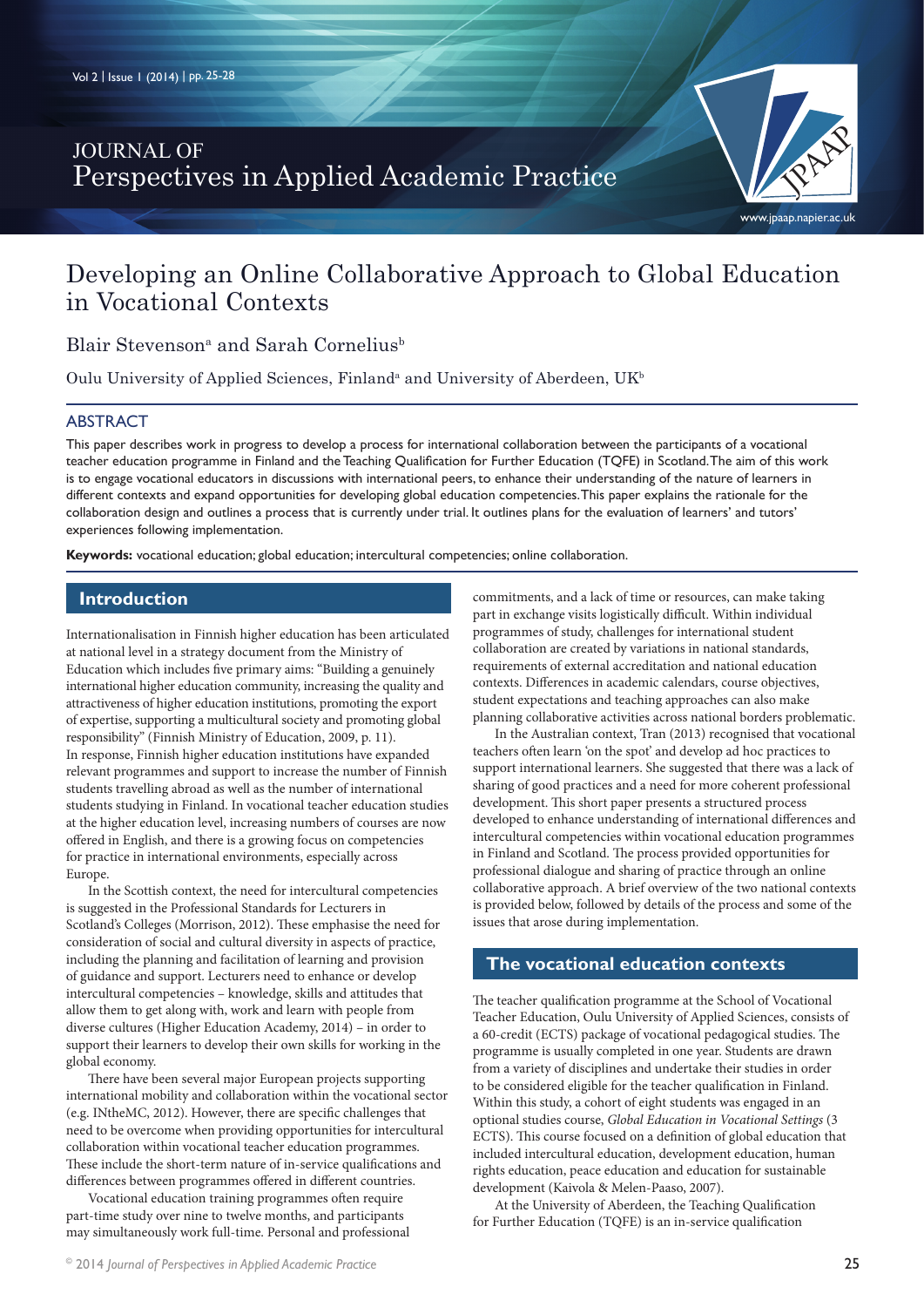# Developing an Online Collaborative Approach to Global Education in Vocational Contexts

Blair Stevenson[a] and Sarah Cornelius[b]

Oulu University of Applied Sciences, Finland[a] and University of Aberdeen, UK[b]

## ABSTRACT

This paper describes work in progress to develop a process for international collaboration between the participants of a vocational teacher education programme in Finland and the Teaching Qualification for Further Education (TQFE) in Scotland. The aim of this work is to engage vocational educators in discussions with international peers, to enhance their understanding of the nature of learners in different contexts and expand opportunities for developing global education competencies. This paper explains the rationale for the collaboration design and outlines a process that is currently under trial. It outlines plans for the evaluation of learners' and tutors' experiences following implementation.

**Keywords:** vocational education; global education; intercultural competencies; online collaboration.

## Introduction

Internationalisation in Finnish higher education has been articulated at national level in a strategy document from the Ministry of Education which includes five primary aims: "Building a genuinely international higher education community, increasing the quality and attractiveness of higher education institutions, promoting the export of expertise, supporting a multicultural society and promoting global responsibility" (Finnish Ministry of Education, 2009, p. 11). In response, Finnish higher education institutions have expanded relevant programmes and support to increase the number of Finnish students travelling abroad as well as the number of international students studying in Finland. In vocational teacher education studies at the higher education level, increasing numbers of courses are now offered in English, and there is a growing focus on competencies for practice in international environments, especially across Europe.

In the Scottish context, the need for intercultural competencies is suggested in the Professional Standards for Lecturers in Scotland's Colleges (Morrison, 2012). These emphasise the need for consideration of social and cultural diversity in aspects of practice, including the planning and facilitation of learning and provision of guidance and support. Lecturers need to enhance or develop intercultural competencies – knowledge, skills and attitudes that allow them to get along with, work and learn with people from diverse cultures (Higher Education Academy, 2014) – in order to support their learners to develop their own skills for working in the global economy.

There have been several major European projects supporting international mobility and collaboration within the vocational sector (e.g. INtheMC, 2012). However, there are specific challenges that need to be overcome when providing opportunities for intercultural collaboration within vocational teacher education programmes. These include the short-term nature of in-service qualifications and differences between programmes offered in different countries.

Vocational education training programmes often require part-time study over nine to twelve months, and participants may simultaneously work full-time. Personal and professional commitments, and a lack of time or resources, can make taking part in exchange visits logistically difficult. Within individual programmes of study, challenges for international student collaboration are created by variations in national standards, requirements of external accreditation and national education contexts. Differences in academic calendars, course objectives, student expectations and teaching approaches can also make planning collaborative activities across national borders problematic.

In the Australian context, Tran (2013) recognised that vocational teachers often learn 'on the spot' and develop ad hoc practices to support international learners. She suggested that there was a lack of sharing of good practices and a need for more coherent professional development. This short paper presents a structured process developed to enhance understanding of international differences and intercultural competencies within vocational education programmes in Finland and Scotland. The process provided opportunities for professional dialogue and sharing of practice through an online collaborative approach. A brief overview of the two national contexts is provided below, followed by details of the process and some of the issues that arose during implementation.

## The vocational education contexts

The teacher qualification programme at the School of Vocational Teacher Education, Oulu University of Applied Sciences, consists of a 60-credit (ECTS) package of vocational pedagogical studies. The programme is usually completed in one year. Students are drawn from a variety of disciplines and undertake their studies in order to be considered eligible for the teacher qualification in Finland. Within this study, a cohort of eight students was engaged in an optional studies course, *Global Education in Vocational Settings* (3 ECTS). This course focused on a definition of global education that included intercultural education, development education, human rights education, peace education and education for sustainable development (Kaivola & Melen-Paaso, 2007).

At the University of Aberdeen, the Teaching Qualification for Further Education (TQFE) is an in-service qualification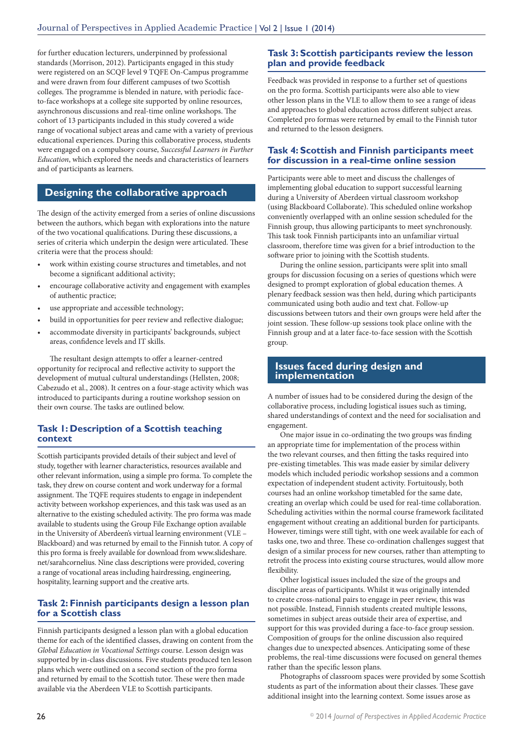for further education lecturers, underpinned by professional standards (Morrison, 2012). Participants engaged in this study were registered on an SCQF level 9 TQFE On-Campus programme and were drawn from four different campuses of two Scottish colleges. The programme is blended in nature, with periodic face-to-face workshops at a college site supported by online resources, asynchronous discussions and real-time online workshops. The cohort of 13 participants included in this study covered a wide range of vocational subject areas and came with a variety of previous educational experiences. During this collaborative process, students were engaged on a compulsory course, *Successful Learners in Further Education*, which explored the needs and characteristics of learners and of participants as learners.

## Designing the collaborative approach

The design of the activity emerged from a series of online discussions between the authors, which began with explorations into the nature of the two vocational qualifications. During these discussions, a series of criteria which underpin the design were articulated. These criteria were that the process should:

- work within existing course structures and timetables, and not become a significant additional activity;
- encourage collaborative activity and engagement with examples of authentic practice;
- use appropriate and accessible technology;
- build in opportunities for peer review and reflective dialogue;
- accommodate diversity in participants' backgrounds, subject areas, confidence levels and IT skills.

The resultant design attempts to offer a learner-centred opportunity for reciprocal and reflective activity to support the development of mutual cultural understandings (Hellsten, 2008; Cabezudo et al., 2008). It centres on a four-stage activity which was introduced to participants during a routine workshop session on their own course. The tasks are outlined below.

### Task 1: Description of a Scottish teaching context

Scottish participants provided details of their subject and level of study, together with learner characteristics, resources available and other relevant information, using a simple pro forma. To complete the task, they drew on course content and work underway for a formal assignment. The TQFE requires students to engage in independent activity between workshop experiences, and this task was used as an alternative to the existing scheduled activity. The pro forma was made available to students using the Group File Exchange option available in the University of Aberdeen's virtual learning environment (VLE – Blackboard) and was returned by email to the Finnish tutor. A copy of this pro forma is freely available for download from www.slideshare.net/sarahcornelius. Nine class descriptions were provided, covering a range of vocational areas including hairdressing, engineering, hospitality, learning support and the creative arts.

### Task 2: Finnish participants design a lesson plan for a Scottish class

Finnish participants designed a lesson plan with a global education theme for each of the identified classes, drawing on content from the *Global Education in Vocational Settings* course. Lesson design was supported by in-class discussions. Five students produced ten lesson plans which were outlined on a second section of the pro forma and returned by email to the Scottish tutor. These were then made available via the Aberdeen VLE to Scottish participants.

### Task 3: Scottish participants review the lesson plan and provide feedback

Feedback was provided in response to a further set of questions on the pro forma. Scottish participants were also able to view other lesson plans in the VLE to allow them to see a range of ideas and approaches to global education across different subject areas. Completed pro formas were returned by email to the Finnish tutor and returned to the lesson designers.

### Task 4: Scottish and Finnish participants meet for discussion in a real-time online session

Participants were able to meet and discuss the challenges of implementing global education to support successful learning during a University of Aberdeen virtual classroom workshop (using Blackboard Collaborate). This scheduled online workshop conveniently overlapped with an online session scheduled for the Finnish group, thus allowing participants to meet synchronously. This task took Finnish participants into an unfamiliar virtual classroom, therefore time was given for a brief introduction to the software prior to joining with the Scottish students.

During the online session, participants were split into small groups for discussion focusing on a series of questions which were designed to prompt exploration of global education themes. A plenary feedback session was then held, during which participants communicated using both audio and text chat. Follow-up discussions between tutors and their own groups were held after the joint session. These follow-up sessions took place online with the Finnish group and at a later face-to-face session with the Scottish group.

## Issues faced during design and implementation

A number of issues had to be considered during the design of the collaborative process, including logistical issues such as timing, shared understandings of context and the need for socialisation and engagement.

One major issue in co-ordinating the two groups was finding an appropriate time for implementation of the process within the two relevant courses, and then fitting the tasks required into pre-existing timetables. This was made easier by similar delivery models which included periodic workshop sessions and a common expectation of independent student activity. Fortuitously, both courses had an online workshop timetabled for the same date, creating an overlap which could be used for real-time collaboration. Scheduling activities within the normal course framework facilitated engagement without creating an additional burden for participants. However, timings were still tight, with one week available for each of tasks one, two and three. These co-ordination challenges suggest that design of a similar process for new courses, rather than attempting to retrofit the process into existing course structures, would allow more flexibility.

Other logistical issues included the size of the groups and discipline areas of participants. Whilst it was originally intended to create cross-national pairs to engage in peer review, this was not possible. Instead, Finnish students created multiple lessons, sometimes in subject areas outside their area of expertise, and support for this was provided during a face-to-face group session. Composition of groups for the online discussion also required changes due to unexpected absences. Anticipating some of these problems, the real-time discussions were focused on general themes rather than the specific lesson plans.

Photographs of classroom spaces were provided by some Scottish students as part of the information about their classes. These gave additional insight into the learning context. Some issues arose as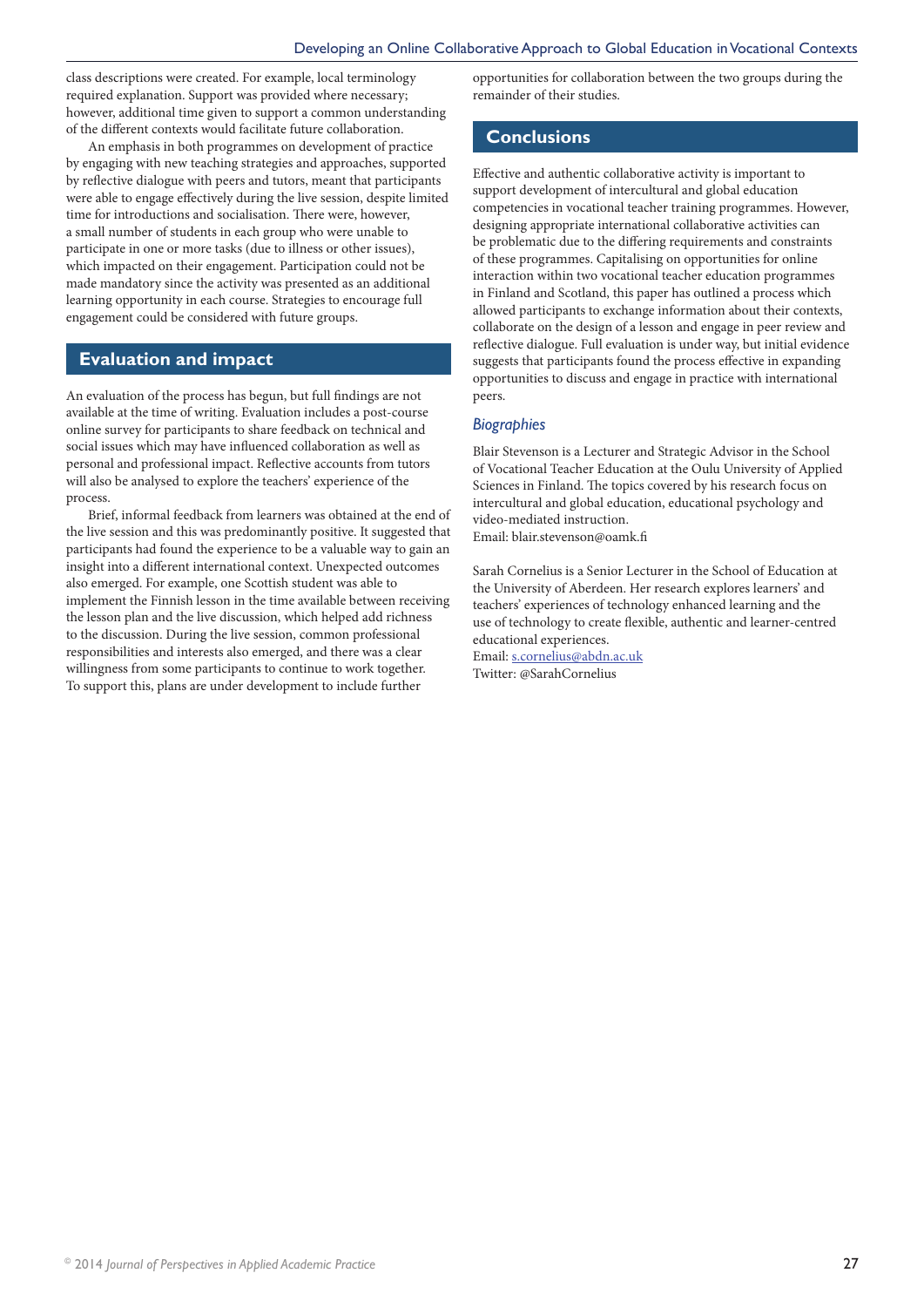class descriptions were created. For example, local terminology required explanation. Support was provided where necessary; however, additional time given to support a common understanding of the different contexts would facilitate future collaboration.

An emphasis in both programmes on development of practice by engaging with new teaching strategies and approaches, supported by reflective dialogue with peers and tutors, meant that participants were able to engage effectively during the live session, despite limited time for introductions and socialisation. There were, however, a small number of students in each group who were unable to participate in one or more tasks (due to illness or other issues), which impacted on their engagement. Participation could not be made mandatory since the activity was presented as an additional learning opportunity in each course. Strategies to encourage full engagement could be considered with future groups.

## Evaluation and impact

An evaluation of the process has begun, but full findings are not available at the time of writing. Evaluation includes a post-course online survey for participants to share feedback on technical and social issues which may have influenced collaboration as well as personal and professional impact. Reflective accounts from tutors will also be analysed to explore the teachers' experience of the process.

Brief, informal feedback from learners was obtained at the end of the live session and this was predominantly positive. It suggested that participants had found the experience to be a valuable way to gain an insight into a different international context. Unexpected outcomes also emerged. For example, one Scottish student was able to implement the Finnish lesson in the time available between receiving the lesson plan and the live discussion, which helped add richness to the discussion. During the live session, common professional responsibilities and interests also emerged, and there was a clear willingness from some participants to continue to work together. To support this, plans are under development to include further opportunities for collaboration between the two groups during the remainder of their studies.

## Conclusions

Effective and authentic collaborative activity is important to support development of intercultural and global education competencies in vocational teacher training programmes. However, designing appropriate international collaborative activities can be problematic due to the differing requirements and constraints of these programmes. Capitalising on opportunities for online interaction within two vocational teacher education programmes in Finland and Scotland, this paper has outlined a process which allowed participants to exchange information about their contexts, collaborate on the design of a lesson and engage in peer review and reflective dialogue. Full evaluation is under way, but initial evidence suggests that participants found the process effective in expanding opportunities to discuss and engage in practice with international peers.

### *Biographies*

Blair Stevenson is a Lecturer and Strategic Advisor in the School of Vocational Teacher Education at the Oulu University of Applied Sciences in Finland. The topics covered by his research focus on intercultural and global education, educational psychology and video-mediated instruction.
Email: blair.stevenson@oamk.fi

Sarah Cornelius is a Senior Lecturer in the School of Education at the University of Aberdeen. Her research explores learners' and teachers' experiences of technology enhanced learning and the use of technology to create flexible, authentic and learner-centred educational experiences.
Email: s.cornelius@abdn.ac.uk
Twitter: @SarahCornelius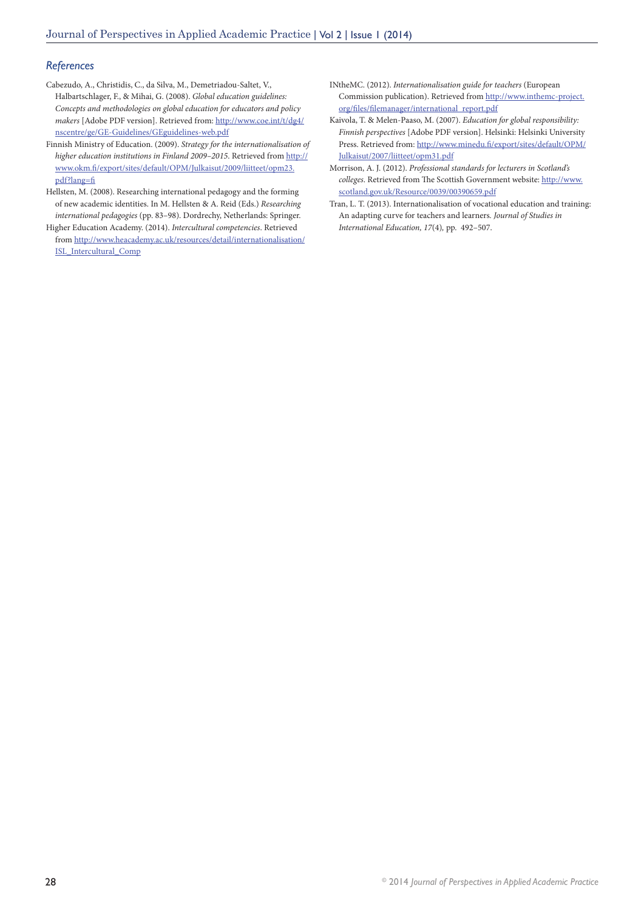## *References*

Cabezudo, A., Christidis, C., da Silva, M., Demetriadou-Saltet, V., Halbartschlager, F., & Mihai, G. (2008). *Global education guidelines: Concepts and methodologies on global education for educators and policy makers* [Adobe PDF version]. Retrieved from: http://www.coe.int/t/dg4/nscentre/ge/GE-Guidelines/GEguidelines-web.pdf

Finnish Ministry of Education. (2009). *Strategy for the internationalisation of higher education institutions in Finland 2009–2015*. Retrieved from http://www.okm.fi/export/sites/default/OPM/Julkaisut/2009/liitteet/opm23.pdf?lang=fi

Hellsten, M. (2008). Researching international pedagogy and the forming of new academic identities. In M. Hellsten & A. Reid (Eds.) *Researching international pedagogies* (pp. 83–98). Dordrechy, Netherlands: Springer.

Higher Education Academy. (2014). *Intercultural competencies*. Retrieved from http://www.heacademy.ac.uk/resources/detail/internationalisation/ISL_Intercultural_Comp

INtheMC. (2012). *Internationalisation guide for teachers* (European Commission publication). Retrieved from http://www.inthemc-project.org/files/filemanager/international_report.pdf

Kaivola, T. & Melen-Paaso, M. (2007). *Education for global responsibility: Finnish perspectives* [Adobe PDF version]. Helsinki: Helsinki University Press. Retrieved from: http://www.minedu.fi/export/sites/default/OPM/Julkaisut/2007/liitteet/opm31.pdf

Morrison, A. J. (2012). *Professional standards for lecturers in Scotland's colleges*. Retrieved from The Scottish Government website: http://www.scotland.gov.uk/Resource/0039/00390659.pdf

Tran, L. T. (2013). Internationalisation of vocational education and training: An adapting curve for teachers and learners. *Journal of Studies in International Education, 17*(4), pp. 492–507.